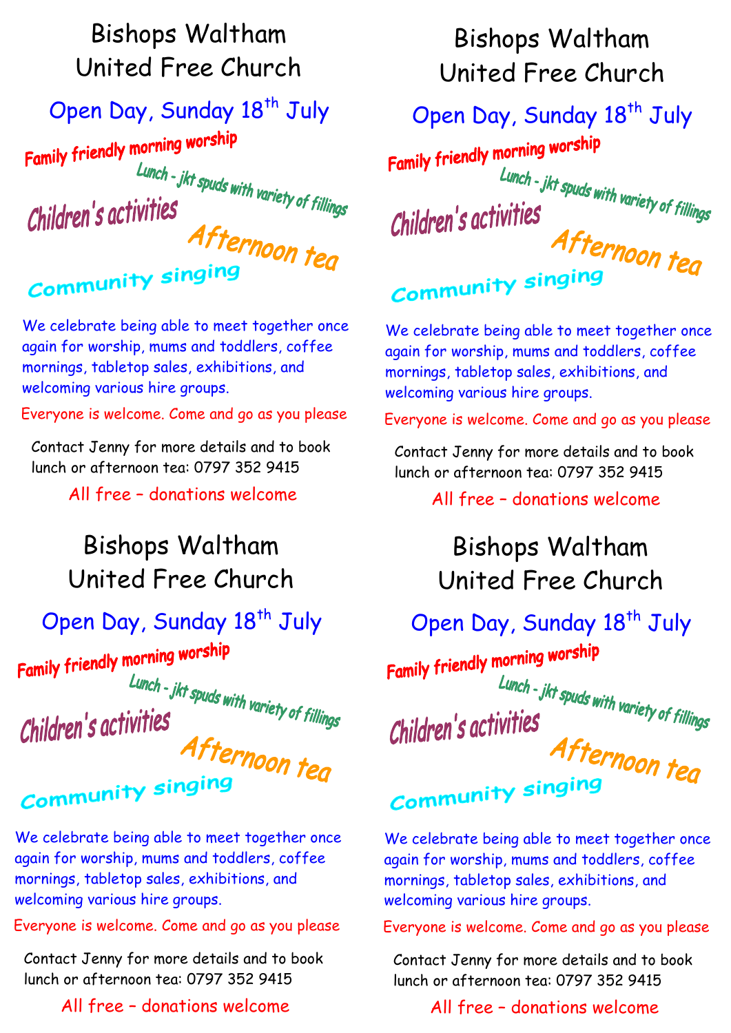# Bishops Waltham United Free Church

## Open Day, Sunday 18th July

Family friendly morning worship

Lunch - jkt spuds with variety of fillings

Children's activities

Afternoon tea

Community singing

We celebrate being able to meet together once again for worship, mums and toddlers, coffee mornings, tabletop sales, exhibitions, and welcoming various hire groups.

Everyone is welcome. Come and go as you please

Contact Jenny for more details and to book lunch or afternoon tea: 0797 352 9415

All free – donations welcome

# Bishops Waltham United Free Church

## Open Day, Sunday 18th July

Family friendly morning worship

Lunch - jkt spuds with variety of fillings

Children's activities

Afternoon tea

Community singing

We celebrate being able to meet together once again for worship, mums and toddlers, coffee mornings, tabletop sales, exhibitions, and welcoming various hire groups.

Everyone is welcome. Come and go as you please

Contact Jenny for more details and to book lunch or afternoon tea: 0797 352 9415

All free – donations welcome

# Bishops Waltham United Free Church

## Open Day, Sunday 18th July

Family friendly morning worship

Lunch - jkt spuds with variety of fillings

Children's activities

Afternoon tea

Community singing

We celebrate being able to meet together once again for worship, mums and toddlers, coffee mornings, tabletop sales, exhibitions, and welcoming various hire groups.

Everyone is welcome. Come and go as you please

Contact Jenny for more details and to book lunch or afternoon tea: 0797 352 9415

All free – donations welcome

# Bishops Waltham United Free Church

## Open Day, Sunday 18th July

Family friendly morning worship

Lunch - jkt spuds with variety of fillings

Children's activities

Afternoon tea

Community singing

We celebrate being able to meet together once again for worship, mums and toddlers, coffee mornings, tabletop sales, exhibitions, and welcoming various hire groups.

Everyone is welcome. Come and go as you please

Contact Jenny for more details and to book lunch or afternoon tea: 0797 352 9415

All free – donations welcome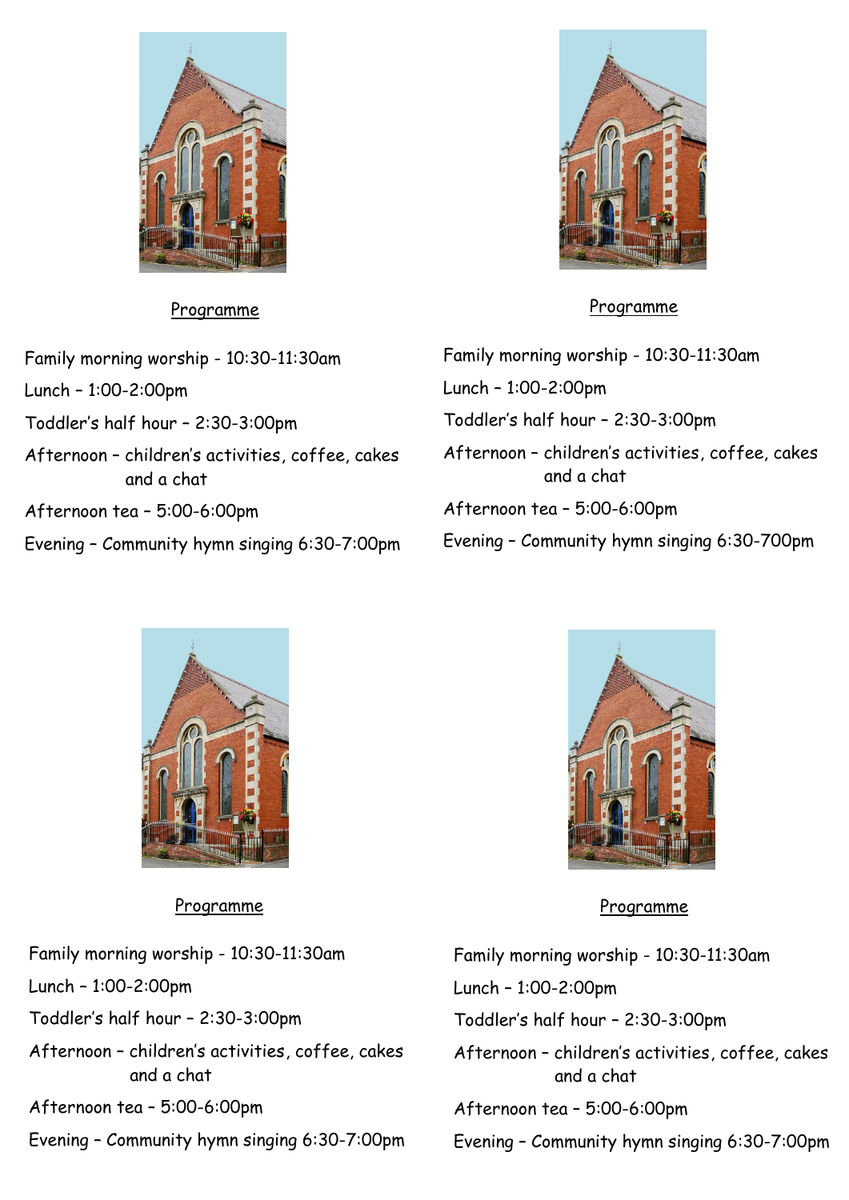Programme

Family morning worship - 10:30-11:30am

Lunch – 1:00-2:00pm

Toddler's half hour – 2:30-3:00pm

Afternoon – children's activities, coffee, cakes and a chat

Afternoon tea – 5:00-6:00pm

Evening – Community hymn singing 6:30-7:00pm

Programme

Family morning worship - 10:30-11:30am

Lunch – 1:00-2:00pm

Toddler's half hour – 2:30-3:00pm

Afternoon – children's activities, coffee, cakes and a chat

Afternoon tea – 5:00-6:00pm

Evening – Community hymn singing 6:30-700pm

Programme

Family morning worship - 10:30-11:30am

Lunch – 1:00-2:00pm

Toddler's half hour – 2:30-3:00pm

Afternoon – children's activities, coffee, cakes and a chat

Afternoon tea – 5:00-6:00pm

Evening – Community hymn singing 6:30-7:00pm

Programme

Family morning worship - 10:30-11:30am

Lunch – 1:00-2:00pm

Toddler's half hour – 2:30-3:00pm

Afternoon – children's activities, coffee, cakes and a chat

Afternoon tea – 5:00-6:00pm

Evening – Community hymn singing 6:30-7:00pm